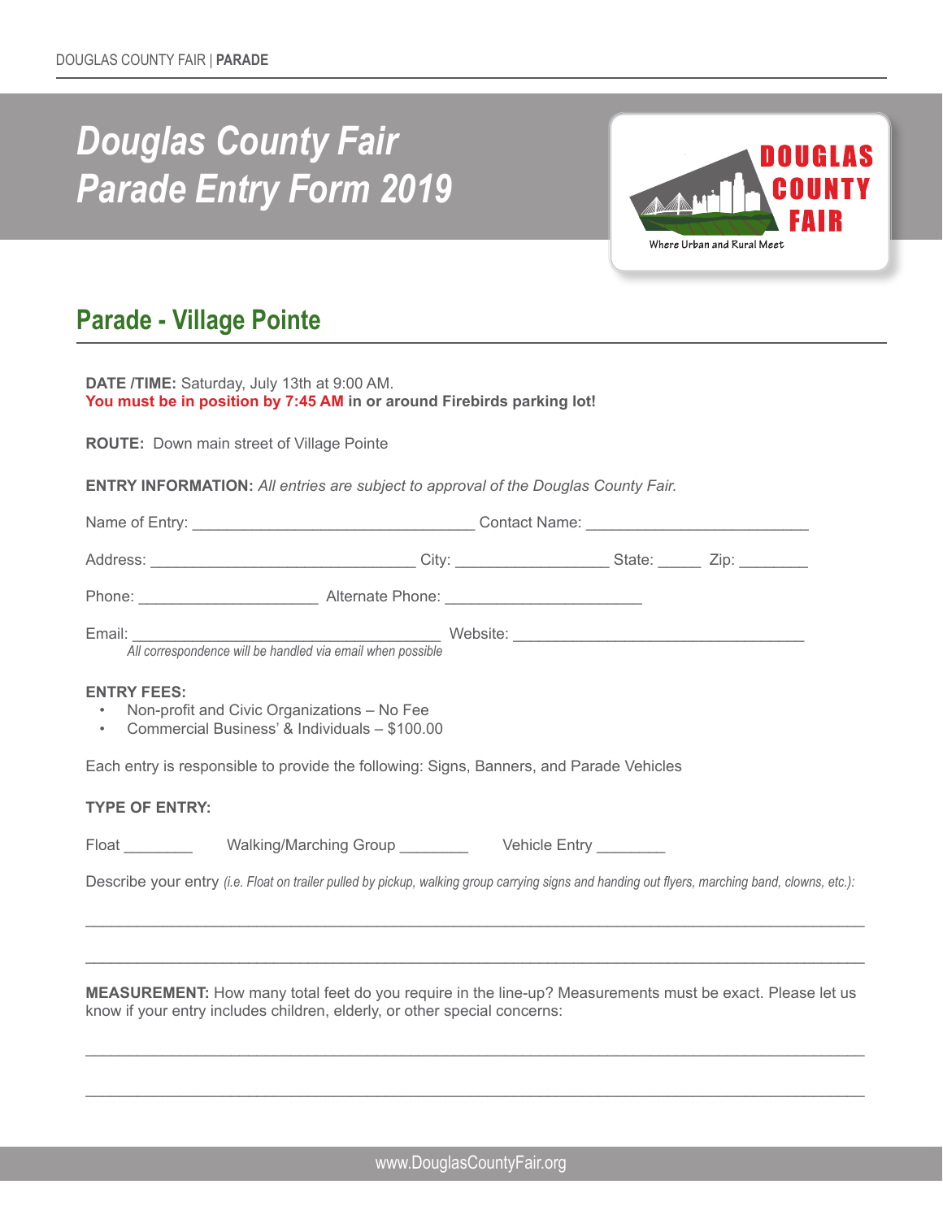# Douglas County Fair Parade Entry Form 2019

DOUGLAS COUNTY FAIR

Where Urban and Rural Meet

## Parade - Village Pointe

**DATE /TIME:** Saturday, July 13th at 9:00 AM.
**You must be in position by 7:45 AM in or around Firebirds parking lot!**

**ROUTE:** Down main street of Village Pointe

**ENTRY INFORMATION:** *All entries are subject to approval of the Douglas County Fair.*

Name of Entry: ________________________________ Contact Name: _________________________

Address: ______________________________ City: _________________ State: _____ Zip: ________

Phone: ____________________ Alternate Phone: ______________________

Email: ___________________________________ Website: _________________________________
*All correspondence will be handled via email when possible*

**ENTRY FEES:**

- Non-profit and Civic Organizations – No Fee
- Commercial Business' & Individuals – $100.00

Each entry is responsible to provide the following: Signs, Banners, and Parade Vehicles

**TYPE OF ENTRY:**

Float ________ Walking/Marching Group ________ Vehicle Entry ________

Describe your entry *(i.e. Float on trailer pulled by pickup, walking group carrying signs and handing out flyers, marching band, clowns, etc.):*

_______________________________________________________________________________________

_______________________________________________________________________________________

**MEASUREMENT:** How many total feet do you require in the line-up? Measurements must be exact. Please let us know if your entry includes children, elderly, or other special concerns:

_______________________________________________________________________________________

_______________________________________________________________________________________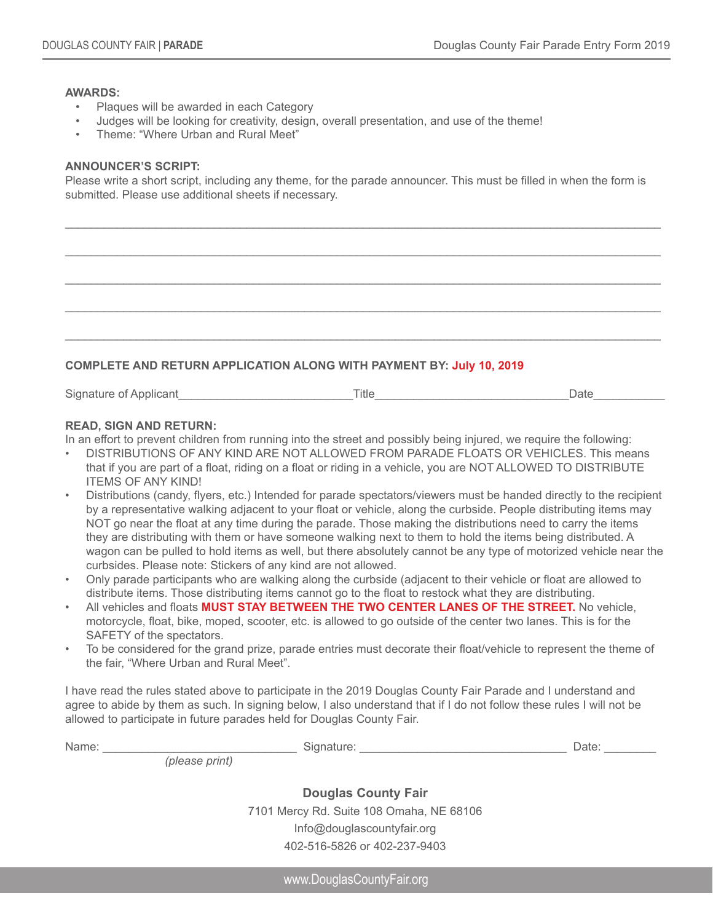**AWARDS:**

- Plaques will be awarded in each Category
- Judges will be looking for creativity, design, overall presentation, and use of the theme!
- Theme: "Where Urban and Rural Meet"

**ANNOUNCER'S SCRIPT:**

Please write a short script, including any theme, for the parade announcer. This must be filled in when the form is submitted. Please use additional sheets if necessary.

\_\_\_\_\_\_\_\_\_\_\_\_\_\_\_\_\_\_\_\_\_\_\_\_\_\_\_\_\_\_\_\_\_\_\_\_\_\_\_\_\_\_\_\_\_\_\_\_\_\_\_\_\_\_\_\_\_\_\_\_\_\_\_\_\_\_\_\_\_\_\_\_\_\_\_\_\_\_

\_\_\_\_\_\_\_\_\_\_\_\_\_\_\_\_\_\_\_\_\_\_\_\_\_\_\_\_\_\_\_\_\_\_\_\_\_\_\_\_\_\_\_\_\_\_\_\_\_\_\_\_\_\_\_\_\_\_\_\_\_\_\_\_\_\_\_\_\_\_\_\_\_\_\_\_\_\_

\_\_\_\_\_\_\_\_\_\_\_\_\_\_\_\_\_\_\_\_\_\_\_\_\_\_\_\_\_\_\_\_\_\_\_\_\_\_\_\_\_\_\_\_\_\_\_\_\_\_\_\_\_\_\_\_\_\_\_\_\_\_\_\_\_\_\_\_\_\_\_\_\_\_\_\_\_\_

\_\_\_\_\_\_\_\_\_\_\_\_\_\_\_\_\_\_\_\_\_\_\_\_\_\_\_\_\_\_\_\_\_\_\_\_\_\_\_\_\_\_\_\_\_\_\_\_\_\_\_\_\_\_\_\_\_\_\_\_\_\_\_\_\_\_\_\_\_\_\_\_\_\_\_\_\_\_

\_\_\_\_\_\_\_\_\_\_\_\_\_\_\_\_\_\_\_\_\_\_\_\_\_\_\_\_\_\_\_\_\_\_\_\_\_\_\_\_\_\_\_\_\_\_\_\_\_\_\_\_\_\_\_\_\_\_\_\_\_\_\_\_\_\_\_\_\_\_\_\_\_\_\_\_\_\_

**COMPLETE AND RETURN APPLICATION ALONG WITH PAYMENT BY: July 10, 2019**

Signature of Applicant\_\_\_\_\_\_\_\_\_\_\_\_\_\_\_\_\_\_\_\_\_\_\_\_\_\_ Title\_\_\_\_\_\_\_\_\_\_\_\_\_\_\_\_\_\_\_\_\_\_\_\_\_\_\_\_\_\_ Date\_\_\_\_\_\_\_\_\_\_\_

**READ, SIGN AND RETURN:**

In an effort to prevent children from running into the street and possibly being injured, we require the following:

- DISTRIBUTIONS OF ANY KIND ARE NOT ALLOWED FROM PARADE FLOATS OR VEHICLES. This means that if you are part of a float, riding on a float or riding in a vehicle, you are NOT ALLOWED TO DISTRIBUTE ITEMS OF ANY KIND!
- Distributions (candy, flyers, etc.) Intended for parade spectators/viewers must be handed directly to the recipient by a representative walking adjacent to your float or vehicle, along the curbside. People distributing items may NOT go near the float at any time during the parade. Those making the distributions need to carry the items they are distributing with them or have someone walking next to them to hold the items being distributed. A wagon can be pulled to hold items as well, but there absolutely cannot be any type of motorized vehicle near the curbsides. Please note: Stickers of any kind are not allowed.
- Only parade participants who are walking along the curbside (adjacent to their vehicle or float are allowed to distribute items. Those distributing items cannot go to the float to restock what they are distributing.
- All vehicles and floats **MUST STAY BETWEEN THE TWO CENTER LANES OF THE STREET.** No vehicle, motorcycle, float, bike, moped, scooter, etc. is allowed to go outside of the center two lanes. This is for the SAFETY of the spectators.
- To be considered for the grand prize, parade entries must decorate their float/vehicle to represent the theme of the fair, "Where Urban and Rural Meet".

I have read the rules stated above to participate in the 2019 Douglas County Fair Parade and I understand and agree to abide by them as such. In signing below, I also understand that if I do not follow these rules I will not be allowed to participate in future parades held for Douglas County Fair.

Name: \_\_\_\_\_\_\_\_\_\_\_\_\_\_\_\_\_\_\_\_\_\_\_\_\_\_\_\_\_\_ Signature: \_\_\_\_\_\_\_\_\_\_\_\_\_\_\_\_\_\_\_\_\_\_\_\_\_\_\_\_\_\_\_\_ Date: \_\_\_\_\_\_\_\_
*(please print)*

**Douglas County Fair**

7101 Mercy Rd. Suite 108 Omaha, NE 68106

Info@douglascountyfair.org

402-516-5826 or 402-237-9403

www.DouglasCountyFair.org